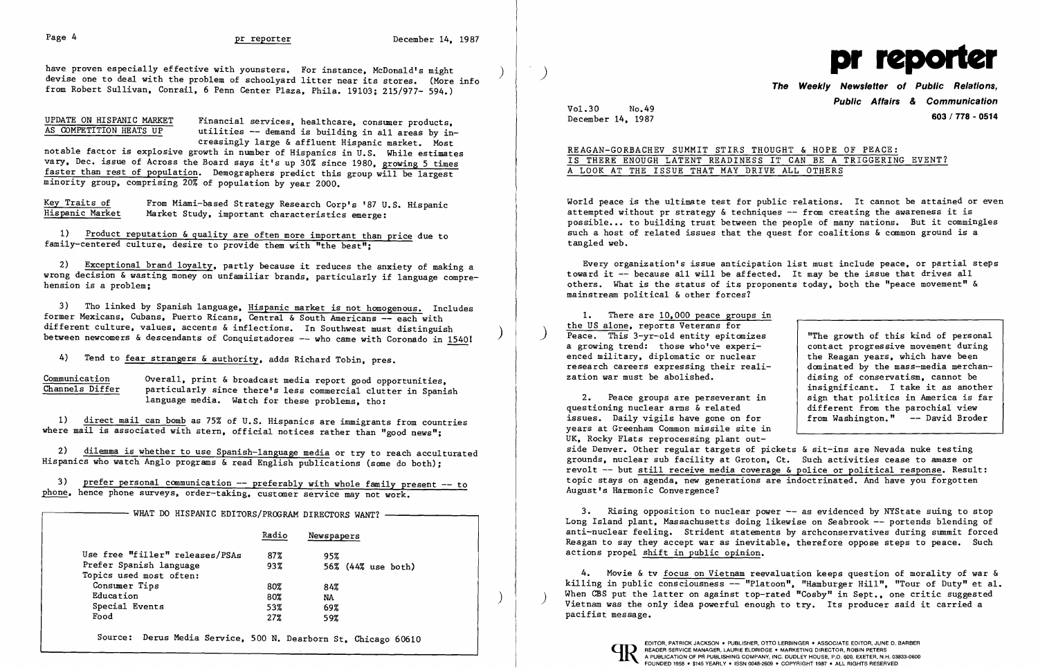have proven especially effective with younsters. For instance, McDonald's might devise one to deal with the problem of schoolyard litter near its stores. (More info from Robert Sullivan, Conrail, 6 Penn Center Plaza, Phila. 19103; 215/977- 594.)

## UPDATE ON HISPANIC MARKET AS COMPETITION HEATS UP

Financial services, healthcare, consumer products, utilities -- demand is building in all areas by increasingly large & affluent Hispanic market. Most notable factor is explosive growth in number of Hispanics in U.S. While estimates vary, Dec. issue of Across the Board says it's up 30% since 1980, growing 5 times faster than rest of population. Demographers predict this group will be largest minority group, comprising 20% of population by year 2000.

### Key Traits of Hispanic Market

From Miami-based Strategy Research Corp's '87 U.S. Hispanic Market Study, important characteristics emerge:

1) Product reputation & quality are often more important than price due to family-centered culture, desire to provide them with "the best";

2) Exceptional brand loyalty, partly because it reduces the anxiety of making a wrong decision & wasting money on unfamiliar brands, particularly if language comprehension is a problem;

3) Tho linked by Spanish language, Hispanic market is not homogenous. Includes former Mexicans, Cubans, Puerto Ricans, Central & South Americans -- each with different culture, values, accents & inflections. In Southwest must distinguish between newcomers & descendants of Conquistadores -- who came with Coronado in 1540!

4) Tend to fear strangers & authority, adds Richard Tobin, pres.

### Communication Channels Differ

Overall, print & broadcast media report good opportunities, particularly since there's less commercial clutter in Spanish language media. Watch for these problems, tho:

1) direct mail can bomb as 75% of U.S. Hispanics are immigrants from countries where mail is associated with stern, official notices rather than "good news";

2) dilemma is whether to use Spanish-language media or try to reach acculturated Hispanics who watch Anglo programs & read English publications (some do both);

3) prefer personal communication -- preferably with whole family present -- to phone, hence phone surveys, order-taking, customer service may not work.

**WHAT DO HISPANIC EDITORS/PROGRAM DIRECTORS WANT?**

| | Radio | Newspapers |
|---|---|---|
| Use free "filler" releases/PSAs | 87% | 95% |
| Prefer Spanish language | 93% | 56% (44% use both) |
| Topics used most often: | | |
| Consumer Tips | 80% | 84% |
| Education | 80% | NA |
| Special Events | 53% | 69% |
| Food | 27% | 59% |

Source: Derus Media Service, 500 N. Dearborn St, Chicago 60610

# pr reporter

**The Weekly Newsletter of Public Relations, Public Affairs & Communication**

Vol.30 No.49
December 14, 1987

603 / 778 - 0514

## REAGAN-GORBACHEV SUMMIT STIRS THOUGHT & HOPE OF PEACE: IS THERE ENOUGH LATENT READINESS IT CAN BE A TRIGGERING EVENT? A LOOK AT THE ISSUE THAT MAY DRIVE ALL OTHERS

World peace is the ultimate test for public relations. It cannot be attained or even attempted without pr strategy & techniques -- from creating the awareness it is possible... to building trust between the people of many nations. But it commingles such a host of related issues that the quest for coalitions & common ground is a tangled web.

Every organization's issue anticipation list must include peace, or partial steps toward it -- because all will be affected. It may be the issue that drives all others. What is the status of its proponents today, both the "peace movement" & mainstream political & other forces?

1. There are 10,000 peace groups in the US alone, reports Veterans for Peace. This 3-yr-old entity epitomizes a growing trend: those who've experienced military, diplomatic or nuclear research careers expressing their realization war must be abolished.

> "The growth of this kind of personal contact progressive movement during the Reagan years, which have been dominated by the mass-media merchandising of conservatism, cannot be insignificant. I take it as another sign that politics in America is far different from the parochial view from Washington." -- David Broder

2. Peace groups are perseverant in questioning nuclear arms & related issues. Daily vigils have gone on for years at Greenham Common missile site in UK, Rocky Flats reprocessing plant outside Denver. Other regular targets of pickets & sit-ins are Nevada nuke testing grounds, nuclear sub facility at Groton, Ct. Such activities cease to amaze or revolt -- but still receive media coverage & police or political response. Result: topic stays on agenda, new generations are indoctrinated. And have you forgotten August's Harmonic Convergence?

3. Rising opposition to nuclear power -- as evidenced by NYState suing to stop Long Island plant, Massachusetts doing likewise on Seabrook -- portends blending of anti-nuclear feeling. Strident statements by archconservatives during summit forced Reagan to say they accept war as inevitable, therefore oppose steps to peace. Such actions propel shift in public opinion.

4. Movie & tv focus on Vietnam reevaluation keeps question of morality of war & killing in public consciousness -- "Platoon", "Hamburger Hill", "Tour of Duty" et al. When CBS put the latter on against top-rated "Cosby" in Sept., one critic suggested Vietnam was the only idea powerful enough to try. Its producer said it carried a pacifist message.

EDITOR, PATRICK JACKSON • PUBLISHER, OTTO LERBINGER • ASSOCIATE EDITOR, JUNE D. BARBER
READER SERVICE MANAGER, LAURIE ELDRIDGE • MARKETING DIRECTOR, ROBIN PETERS
A PUBLICATION OF PR PUBLISHING COMPANY, INC. DUDLEY HOUSE, P.O. 600, EXETER, N.H. 03833-0600
FOUNDED 1958 • $145 YEARLY • ISSN 0048-2609 • COPYRIGHT 1987 • ALL RIGHTS RESERVED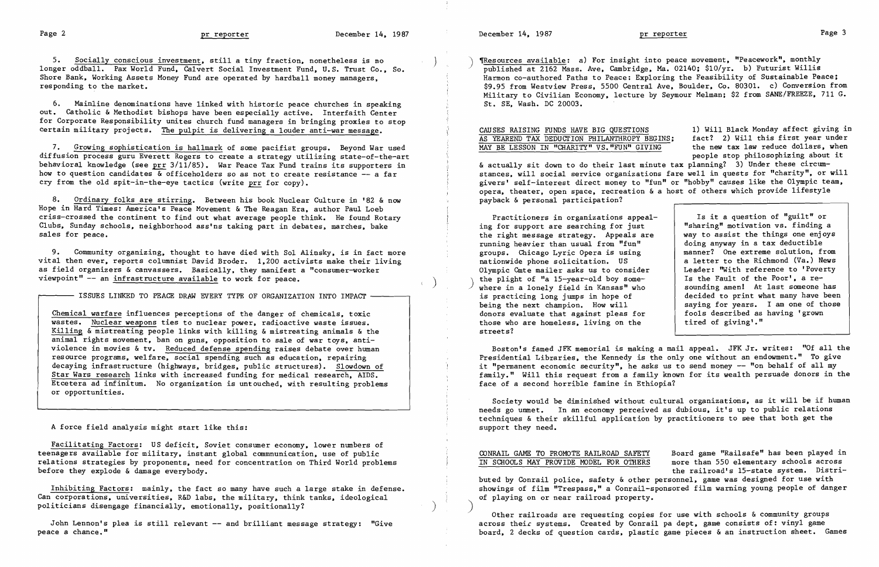5. Socially conscious investment, still a tiny fraction, nonetheless is no longer oddball. Pax World Fund, Calvert Social Investment Fund, U.S. Trust Co., So. Shore Bank, Working Assets Money Fund are operated by hardball money managers, responding to the market.

6. Mainline denominations have linked with historic peace churches in speaking out. Catholic & Methodist bishops have been especially active. Interfaith Center for Corporate Responsibility unites church fund managers in bringing proxies to stop certain military projects. The pulpit is delivering a louder anti-war message.

7. Growing sophistication is hallmark of some pacifist groups. Beyond War used diffusion process guru Everett Rogers to create a strategy utilizing state-of-the-art behavioral knowledge (see prr 3/11/85). War Peace Tax Fund trains its supporters in how to question candidates & officeholders so as not to create resistance -- a far cry from the old spit-in-the-eye tactics (write prr for copy).

8. Ordinary folks are stirring. Between his book Nuclear Culture in '82 & now Hope in Hard Times: America's Peace Movement & The Reagan Era, author Paul Loeb criss-crossed the continent to find out what average people think. He found Rotary Clubs, Sunday schools, neighborhood ass'ns taking part in debates, marches, bake sales for peace.

9. Community organizing, thought to have died with Sol Alinsky, is in fact more vital then ever, reports columnist David Broder. 1,200 activists make their living as field organizers & canvassers. Basically, they manifest a "consumer-worker viewpoint" -- an infrastructure available to work for peace.

**ISSUES LINKED TO PEACE DRAW EVERY TYPE OF ORGANIZATION INTO IMPACT**

Chemical warfare influences perceptions of the danger of chemicals, toxic wastes. Nuclear weapons ties to nuclear power, radioactive waste issues. Killing & mistreating people links with killing & mistreating animals & the animal rights movement, ban on guns, opposition to sale of war toys, anti-violence in movies & tv. Reduced defense spending raises debate over human resource programs, welfare, social spending such as education, repairing decaying infrastructure (highways, bridges, public structures). Slowdown of Star Wars research links with increased funding for medical research, AIDS. Etcetera ad infinitum. No organization is untouched, with resulting problems or opportunities.

A force field analysis might start like this:

Facilitating Factors: US deficit, Soviet consumer economy, lower numbers of teenagers available for military, instant global communication, use of public relations strategies by proponents, need for concentration on Third World problems before they explode & damage everybody.

Inhibiting Factors: mainly, the fact so many have such a large stake in defense. Can corporations, universities, R&D labs, the military, think tanks, ideological politicians disengage financially, emotionally, positionally?

John Lennon's plea is still relevant -- and brilliant message strategy: "Give peace a chance."

¶Resources available: a) For insight into peace movement, "Peacework", monthly published at 2162 Mass. Ave, Cambridge, Ma. 02140; $10/yr. b) Futurist Willis Harmon co-authored Paths to Peace: Exploring the Feasibility of Sustainable Peace; $9.95 from Westview Press, 5500 Central Ave, Boulder, Co. 80301. c) Conversion from Military to Civilian Economy, lecture by Seymour Melman; $2 from SANE/FREEZE, 711 G. St. SE, Wash. DC 20003.

## CAUSES RAISING FUNDS HAVE BIG QUESTIONS AS YEAREND TAX DEDUCTION PHILANTHROPY BEGINS; MAY BE LESSON IN "CHARITY" VS. "FUN" GIVING

1) Will Black Monday affect giving in fact? 2) Will this first year under the new tax law reduce dollars, when people stop philosophizing about it & actually sit down to do their last minute tax planning? 3) Under these circumstances, will social service organizations fare well in quests for "charity", or will givers' self-interest direct money to "fun" or "hobby" causes like the Olympic team, opera, theater, open space, recreation & a host of others which provide lifestyle payback & personal participation?

Practitioners in organizations appealing for support are searching for just the right message strategy. Appeals are running heavier than usual from "fun" groups. Chicago Lyric Opera is using nationwide phone solicitation. US Olympic Cmte mailer asks us to consider the plight of "a 15-year-old boy somewhere in a lonely field in Kansas" who is practicing long jumps in hope of being the next champion. How will donors evaluate that against pleas for those who are homeless, living on the streets?

> Is it a question of "guilt" or "sharing" motivation vs. finding a way to assist the things one enjoys doing anyway in a tax deductible manner? One extreme solution, from a letter to the Richmond (Va.) News Leader: "With reference to 'Poverty Is the Fault of the Poor', a resounding amen! At last someone has decided to print what many have been saying for years. I am one of those fools described as having 'grown tired of giving'."

Boston's famed JFK memorial is making a mail appeal. JFK Jr. writes: "Of all the Presidential Libraries, the Kennedy is the only one without an endowment." To give it "permanent economic security", he asks us to send money -- "on behalf of all my family." Will this request from a family known for its wealth persuade donors in the face of a second horrible famine in Ethiopia?

Society would be diminished without cultural organizations, as it will be if human needs go unmet. In an economy perceived as dubious, it's up to public relations techniques & their skillful application by practitioners to see that both get the support they need.

## CONRAIL GAME TO PROMOTE RAILROAD SAFETY IN SCHOOLS MAY PROVIDE MODEL FOR OTHERS

Board game "Railsafe" has been played in more than 550 elementary schools across the railroad's 15-state system. Distributed by Conrail police, safety & other personnel, game was designed for use with showings of film "Trespass," a Conrail-sponsored film warning young people of danger of playing on or near railroad property.

Other railroads are requesting copies for use with schools & community groups across their systems. Created by Conrail pa dept, game consists of: vinyl game board, 2 decks of question cards, plastic game pieces & an instruction sheet. Games